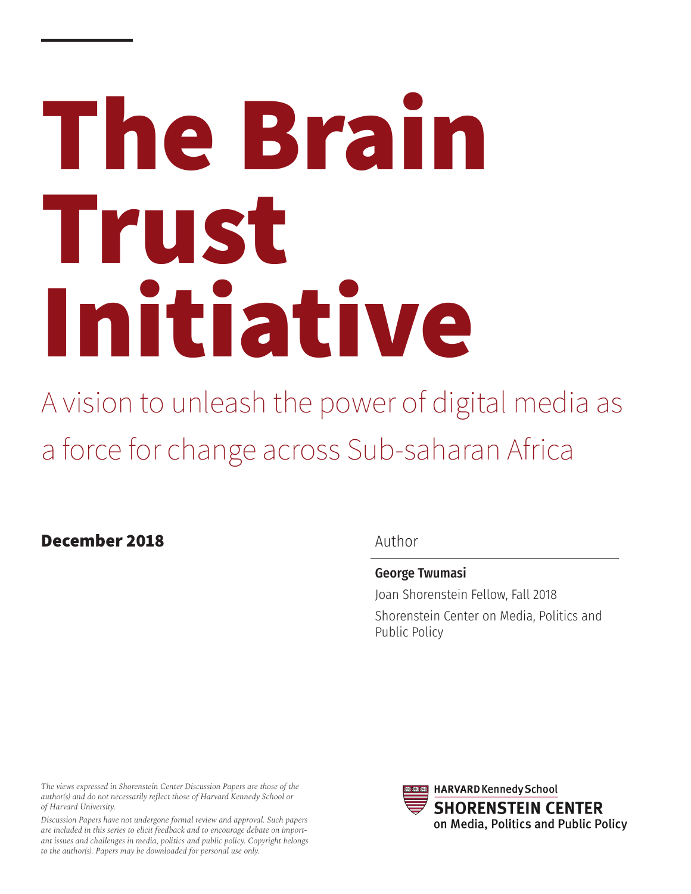# The Brain Trust Initiative

A vision to unleash the power of digital media as a force for change across Sub-saharan Africa

**December 2018**

Author

**George Twumasi**

Joan Shorenstein Fellow, Fall 2018

Shorenstein Center on Media, Politics and Public Policy

*The views expressed in Shorenstein Center Discussion Papers are those of the author(s) and do not necessarily reflect those of Harvard Kennedy School or of Harvard University.*

*Discussion Papers have not undergone formal review and approval. Such papers are included in this series to elicit feedback and to encourage debate on important issues and challenges in media, politics and public policy. Copyright belongs to the author(s). Papers may be downloaded for personal use only.*

HARVARD Kennedy School
SHORENSTEIN CENTER
on Media, Politics and Public Policy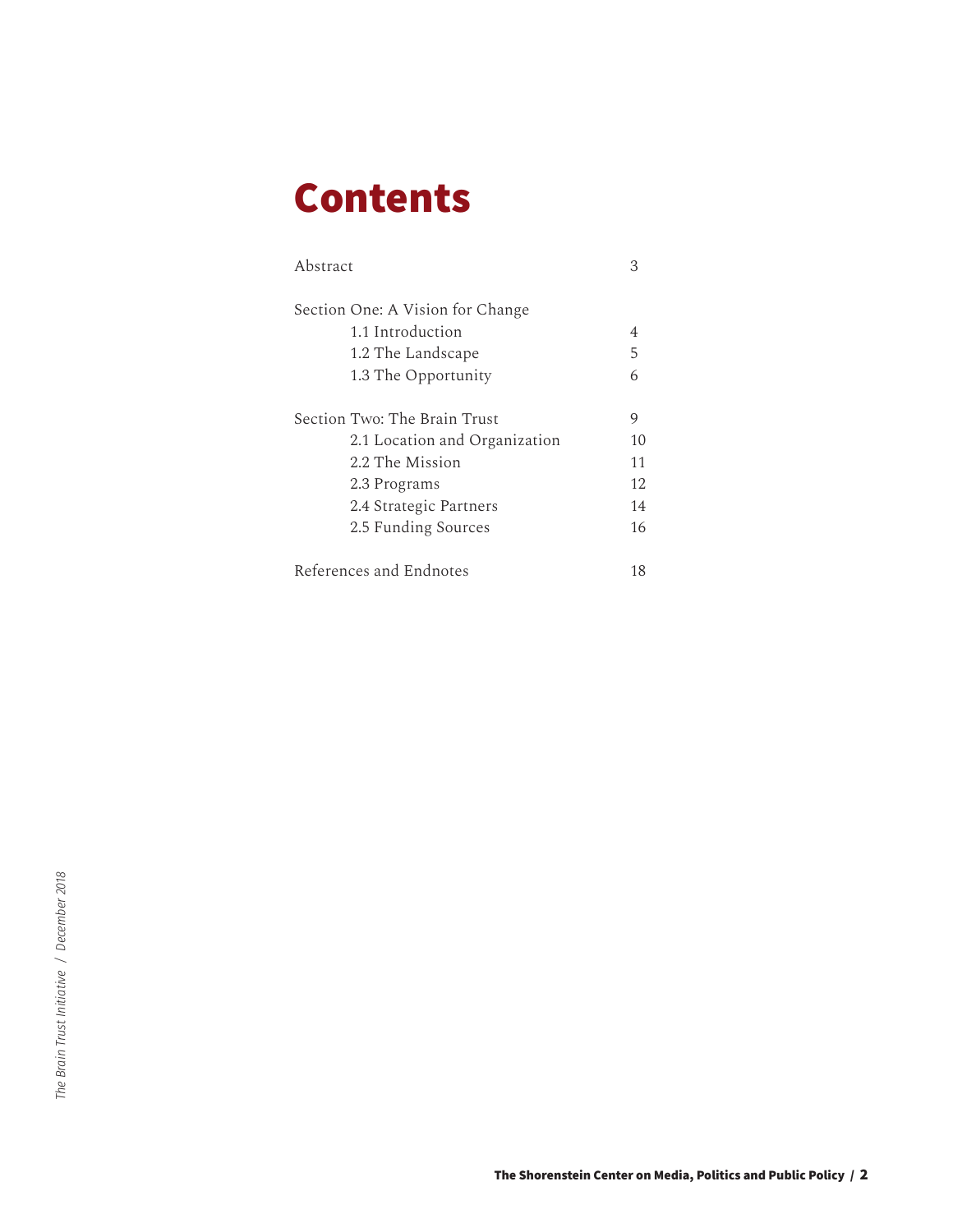# Contents

| | |
|---|---|
| Abstract | 3 |
| | |
| Section One: A Vision for Change | |
| 1.1 Introduction | 4 |
| 1.2 The Landscape | 5 |
| 1.3 The Opportunity | 6 |
| | |
| Section Two: The Brain Trust | 9 |
| 2.1 Location and Organization | 10 |
| 2.2 The Mission | 11 |
| 2.3 Programs | 12 |
| 2.4 Strategic Partners | 14 |
| 2.5 Funding Sources | 16 |
| | |
| References and Endnotes | 18 |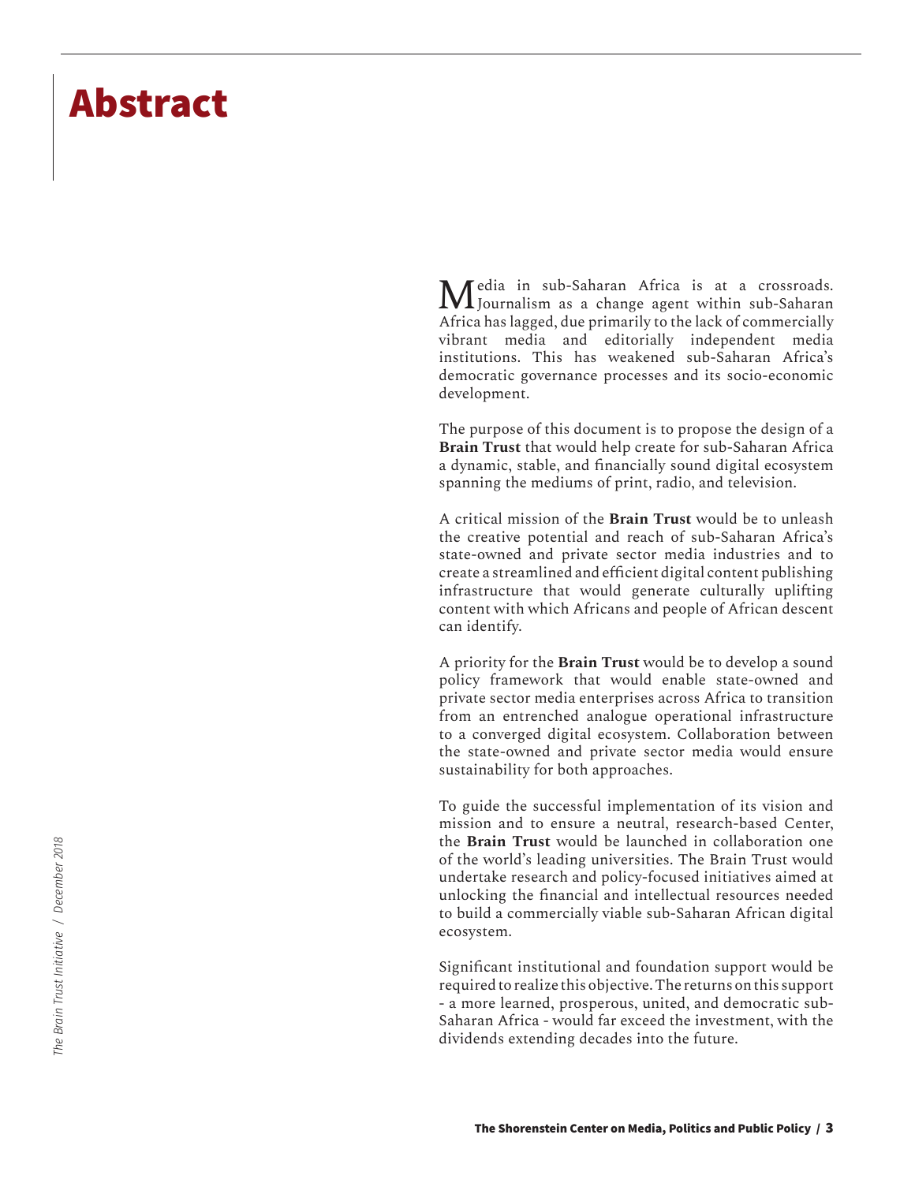# Abstract

Media in sub-Saharan Africa is at a crossroads. Journalism as a change agent within sub-Saharan Africa has lagged, due primarily to the lack of commercially vibrant media and editorially independent media institutions. This has weakened sub-Saharan Africa's democratic governance processes and its socio-economic development.

The purpose of this document is to propose the design of a **Brain Trust** that would help create for sub-Saharan Africa a dynamic, stable, and financially sound digital ecosystem spanning the mediums of print, radio, and television.

A critical mission of the **Brain Trust** would be to unleash the creative potential and reach of sub-Saharan Africa's state-owned and private sector media industries and to create a streamlined and efficient digital content publishing infrastructure that would generate culturally uplifting content with which Africans and people of African descent can identify.

A priority for the **Brain Trust** would be to develop a sound policy framework that would enable state-owned and private sector media enterprises across Africa to transition from an entrenched analogue operational infrastructure to a converged digital ecosystem. Collaboration between the state-owned and private sector media would ensure sustainability for both approaches.

To guide the successful implementation of its vision and mission and to ensure a neutral, research-based Center, the **Brain Trust** would be launched in collaboration one of the world's leading universities. The Brain Trust would undertake research and policy-focused initiatives aimed at unlocking the financial and intellectual resources needed to build a commercially viable sub-Saharan African digital ecosystem.

Significant institutional and foundation support would be required to realize this objective. The returns on this support - a more learned, prosperous, united, and democratic sub-Saharan Africa - would far exceed the investment, with the dividends extending decades into the future.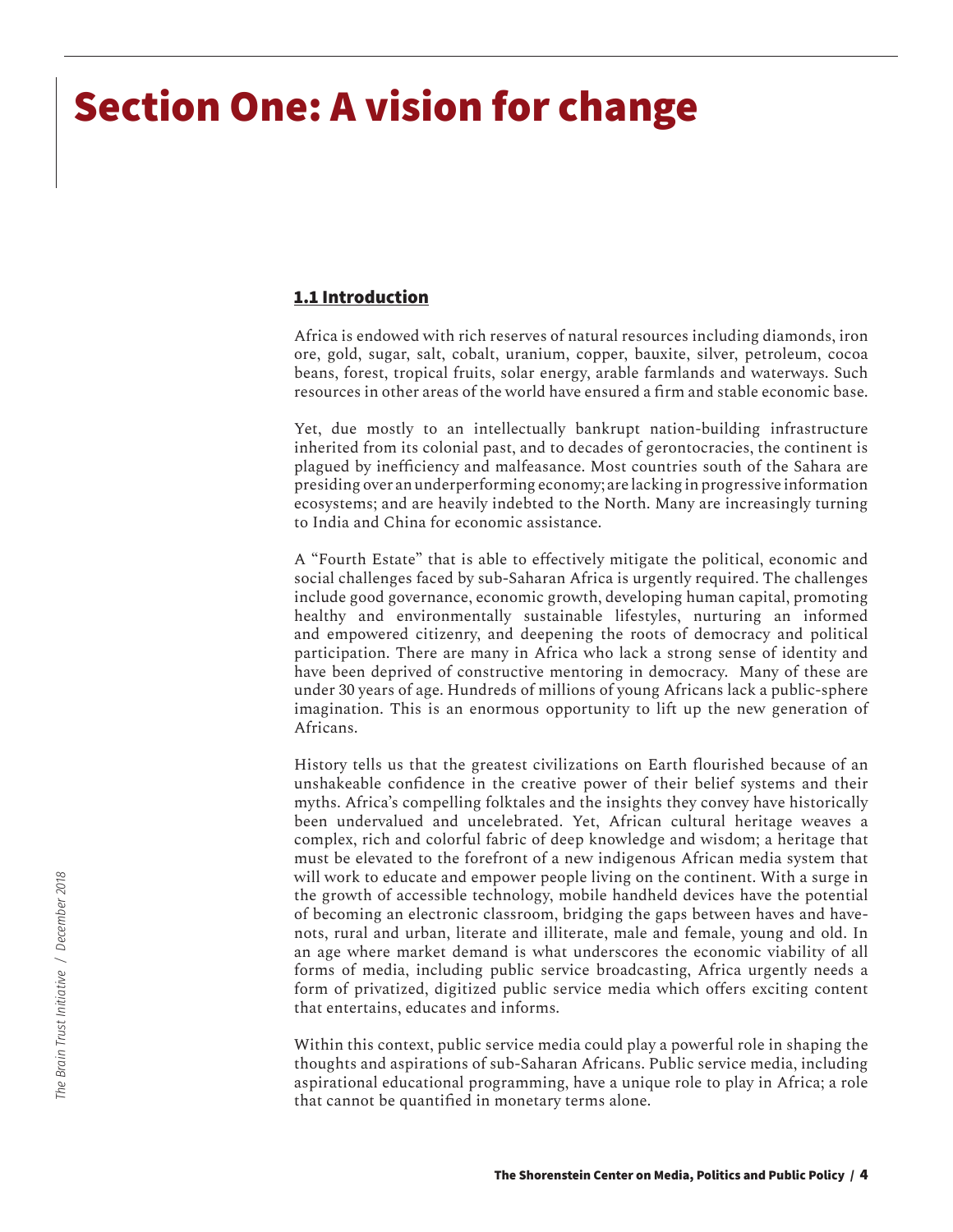# Section One: A vision for change

## 1.1 Introduction

Africa is endowed with rich reserves of natural resources including diamonds, iron ore, gold, sugar, salt, cobalt, uranium, copper, bauxite, silver, petroleum, cocoa beans, forest, tropical fruits, solar energy, arable farmlands and waterways. Such resources in other areas of the world have ensured a firm and stable economic base.

Yet, due mostly to an intellectually bankrupt nation-building infrastructure inherited from its colonial past, and to decades of gerontocracies, the continent is plagued by inefficiency and malfeasance. Most countries south of the Sahara are presiding over an underperforming economy; are lacking in progressive information ecosystems; and are heavily indebted to the North. Many are increasingly turning to India and China for economic assistance.

A "Fourth Estate" that is able to effectively mitigate the political, economic and social challenges faced by sub-Saharan Africa is urgently required. The challenges include good governance, economic growth, developing human capital, promoting healthy and environmentally sustainable lifestyles, nurturing an informed and empowered citizenry, and deepening the roots of democracy and political participation. There are many in Africa who lack a strong sense of identity and have been deprived of constructive mentoring in democracy. Many of these are under 30 years of age. Hundreds of millions of young Africans lack a public-sphere imagination. This is an enormous opportunity to lift up the new generation of Africans.

History tells us that the greatest civilizations on Earth flourished because of an unshakeable confidence in the creative power of their belief systems and their myths. Africa's compelling folktales and the insights they convey have historically been undervalued and uncelebrated. Yet, African cultural heritage weaves a complex, rich and colorful fabric of deep knowledge and wisdom; a heritage that must be elevated to the forefront of a new indigenous African media system that will work to educate and empower people living on the continent. With a surge in the growth of accessible technology, mobile handheld devices have the potential of becoming an electronic classroom, bridging the gaps between haves and have-nots, rural and urban, literate and illiterate, male and female, young and old. In an age where market demand is what underscores the economic viability of all forms of media, including public service broadcasting, Africa urgently needs a form of privatized, digitized public service media which offers exciting content that entertains, educates and informs.

Within this context, public service media could play a powerful role in shaping the thoughts and aspirations of sub-Saharan Africans. Public service media, including aspirational educational programming, have a unique role to play in Africa; a role that cannot be quantified in monetary terms alone.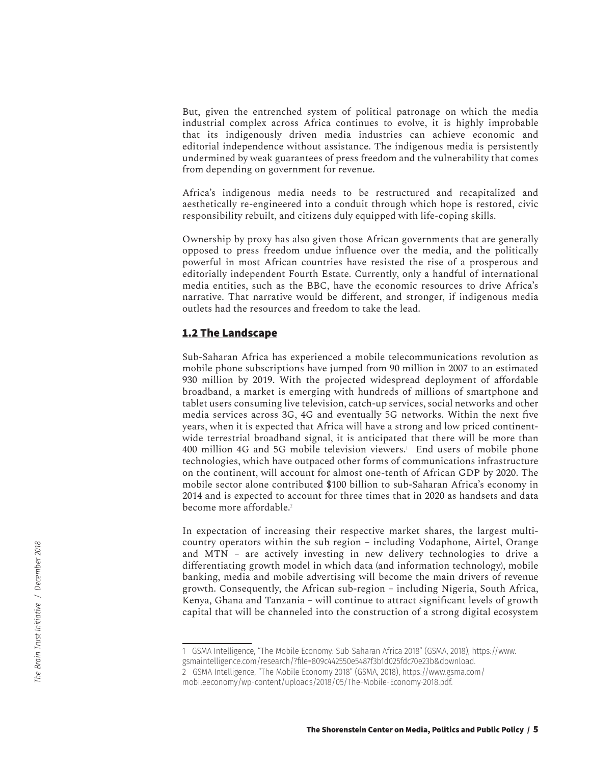But, given the entrenched system of political patronage on which the media industrial complex across Africa continues to evolve, it is highly improbable that its indigenously driven media industries can achieve economic and editorial independence without assistance. The indigenous media is persistently undermined by weak guarantees of press freedom and the vulnerability that comes from depending on government for revenue.

Africa's indigenous media needs to be restructured and recapitalized and aesthetically re-engineered into a conduit through which hope is restored, civic responsibility rebuilt, and citizens duly equipped with life-coping skills.

Ownership by proxy has also given those African governments that are generally opposed to press freedom undue influence over the media, and the politically powerful in most African countries have resisted the rise of a prosperous and editorially independent Fourth Estate. Currently, only a handful of international media entities, such as the BBC, have the economic resources to drive Africa's narrative. That narrative would be different, and stronger, if indigenous media outlets had the resources and freedom to take the lead.

## 1.2 The Landscape

Sub-Saharan Africa has experienced a mobile telecommunications revolution as mobile phone subscriptions have jumped from 90 million in 2007 to an estimated 930 million by 2019. With the projected widespread deployment of affordable broadband, a market is emerging with hundreds of millions of smartphone and tablet users consuming live television, catch-up services, social networks and other media services across 3G, 4G and eventually 5G networks. Within the next five years, when it is expected that Africa will have a strong and low priced continent-wide terrestrial broadband signal, it is anticipated that there will be more than 400 million 4G and 5G mobile television viewers.[1] End users of mobile phone technologies, which have outpaced other forms of communications infrastructure on the continent, will account for almost one-tenth of African GDP by 2020. The mobile sector alone contributed $100 billion to sub-Saharan Africa's economy in 2014 and is expected to account for three times that in 2020 as handsets and data become more affordable.[2]

In expectation of increasing their respective market shares, the largest multi-country operators within the sub region – including Vodaphone, Airtel, Orange and MTN – are actively investing in new delivery technologies to drive a differentiating growth model in which data (and information technology), mobile banking, media and mobile advertising will become the main drivers of revenue growth. Consequently, the African sub-region – including Nigeria, South Africa, Kenya, Ghana and Tanzania – will continue to attract significant levels of growth capital that will be channeled into the construction of a strong digital ecosystem

---

1 GSMA Intelligence, "The Mobile Economy: Sub-Saharan Africa 2018" (GSMA, 2018), https://www.gsmaintelligence.com/research/?file=809c442550e5487f3b1d025fdc70e23b&download.

2 GSMA Intelligence, "The Mobile Economy 2018" (GSMA, 2018), https://www.gsma.com/mobileeconomy/wp-content/uploads/2018/05/The-Mobile-Economy-2018.pdf.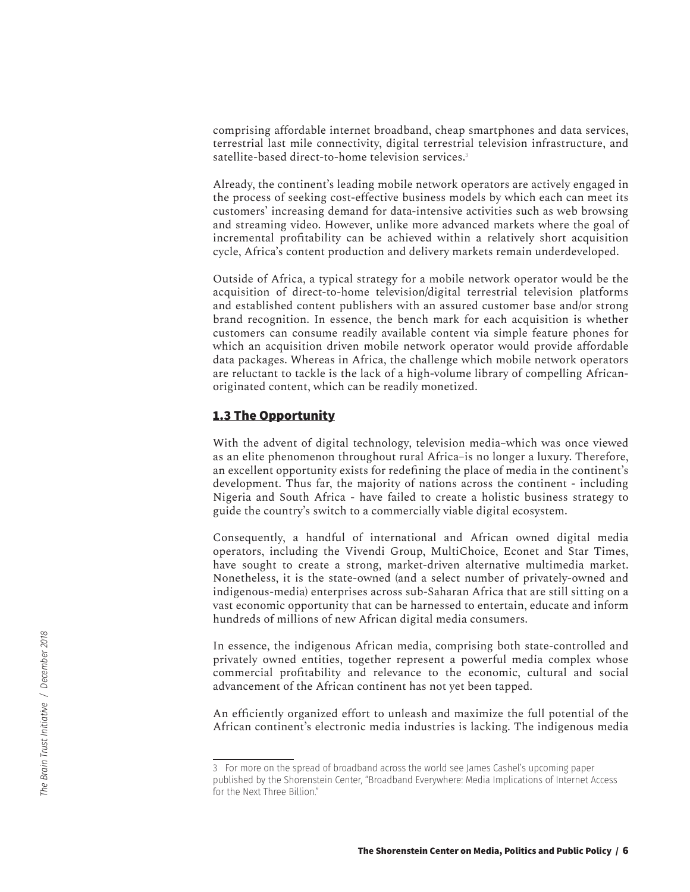comprising affordable internet broadband, cheap smartphones and data services, terrestrial last mile connectivity, digital terrestrial television infrastructure, and satellite-based direct-to-home television services.[3]

Already, the continent's leading mobile network operators are actively engaged in the process of seeking cost-effective business models by which each can meet its customers' increasing demand for data-intensive activities such as web browsing and streaming video. However, unlike more advanced markets where the goal of incremental profitability can be achieved within a relatively short acquisition cycle, Africa's content production and delivery markets remain underdeveloped.

Outside of Africa, a typical strategy for a mobile network operator would be the acquisition of direct-to-home television/digital terrestrial television platforms and established content publishers with an assured customer base and/or strong brand recognition. In essence, the bench mark for each acquisition is whether customers can consume readily available content via simple feature phones for which an acquisition driven mobile network operator would provide affordable data packages. Whereas in Africa, the challenge which mobile network operators are reluctant to tackle is the lack of a high-volume library of compelling African-originated content, which can be readily monetized.

## 1.3 The Opportunity

With the advent of digital technology, television media–which was once viewed as an elite phenomenon throughout rural Africa–is no longer a luxury. Therefore, an excellent opportunity exists for redefining the place of media in the continent's development. Thus far, the majority of nations across the continent - including Nigeria and South Africa - have failed to create a holistic business strategy to guide the country's switch to a commercially viable digital ecosystem.

Consequently, a handful of international and African owned digital media operators, including the Vivendi Group, MultiChoice, Econet and Star Times, have sought to create a strong, market-driven alternative multimedia market. Nonetheless, it is the state-owned (and a select number of privately-owned and indigenous-media) enterprises across sub-Saharan Africa that are still sitting on a vast economic opportunity that can be harnessed to entertain, educate and inform hundreds of millions of new African digital media consumers.

In essence, the indigenous African media, comprising both state-controlled and privately owned entities, together represent a powerful media complex whose commercial profitability and relevance to the economic, cultural and social advancement of the African continent has not yet been tapped.

An efficiently organized effort to unleash and maximize the full potential of the African continent's electronic media industries is lacking. The indigenous media

3 For more on the spread of broadband across the world see James Cashel's upcoming paper published by the Shorenstein Center, "Broadband Everywhere: Media Implications of Internet Access for the Next Three Billion."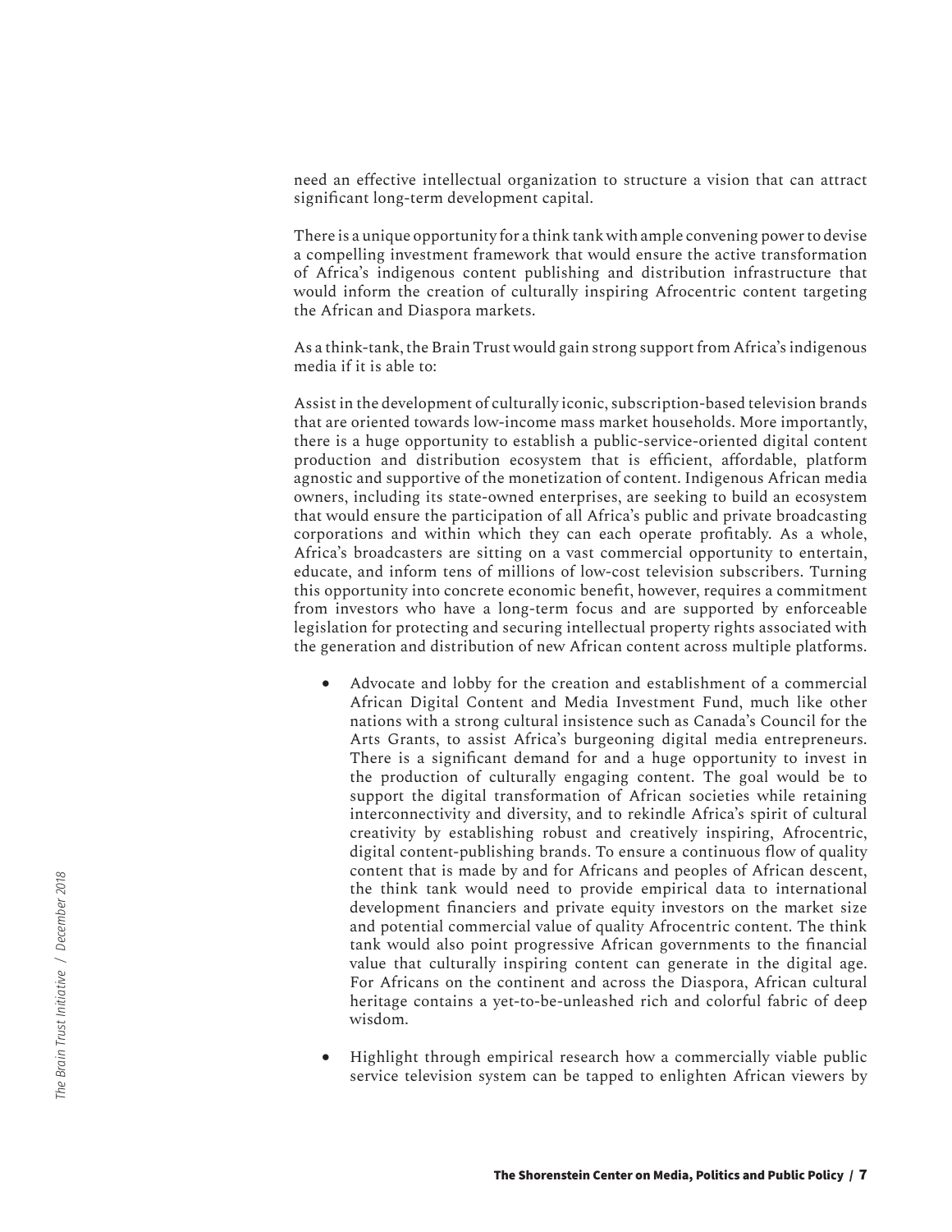need an effective intellectual organization to structure a vision that can attract significant long-term development capital.

There is a unique opportunity for a think tank with ample convening power to devise a compelling investment framework that would ensure the active transformation of Africa's indigenous content publishing and distribution infrastructure that would inform the creation of culturally inspiring Afrocentric content targeting the African and Diaspora markets.

As a think-tank, the Brain Trust would gain strong support from Africa's indigenous media if it is able to:

Assist in the development of culturally iconic, subscription-based television brands that are oriented towards low-income mass market households. More importantly, there is a huge opportunity to establish a public-service-oriented digital content production and distribution ecosystem that is efficient, affordable, platform agnostic and supportive of the monetization of content. Indigenous African media owners, including its state-owned enterprises, are seeking to build an ecosystem that would ensure the participation of all Africa's public and private broadcasting corporations and within which they can each operate profitably. As a whole, Africa's broadcasters are sitting on a vast commercial opportunity to entertain, educate, and inform tens of millions of low-cost television subscribers. Turning this opportunity into concrete economic benefit, however, requires a commitment from investors who have a long-term focus and are supported by enforceable legislation for protecting and securing intellectual property rights associated with the generation and distribution of new African content across multiple platforms.

- Advocate and lobby for the creation and establishment of a commercial African Digital Content and Media Investment Fund, much like other nations with a strong cultural insistence such as Canada's Council for the Arts Grants, to assist Africa's burgeoning digital media entrepreneurs. There is a significant demand for and a huge opportunity to invest in the production of culturally engaging content. The goal would be to support the digital transformation of African societies while retaining interconnectivity and diversity, and to rekindle Africa's spirit of cultural creativity by establishing robust and creatively inspiring, Afrocentric, digital content-publishing brands. To ensure a continuous flow of quality content that is made by and for Africans and peoples of African descent, the think tank would need to provide empirical data to international development financiers and private equity investors on the market size and potential commercial value of quality Afrocentric content. The think tank would also point progressive African governments to the financial value that culturally inspiring content can generate in the digital age. For Africans on the continent and across the Diaspora, African cultural heritage contains a yet-to-be-unleashed rich and colorful fabric of deep wisdom.

- Highlight through empirical research how a commercially viable public service television system can be tapped to enlighten African viewers by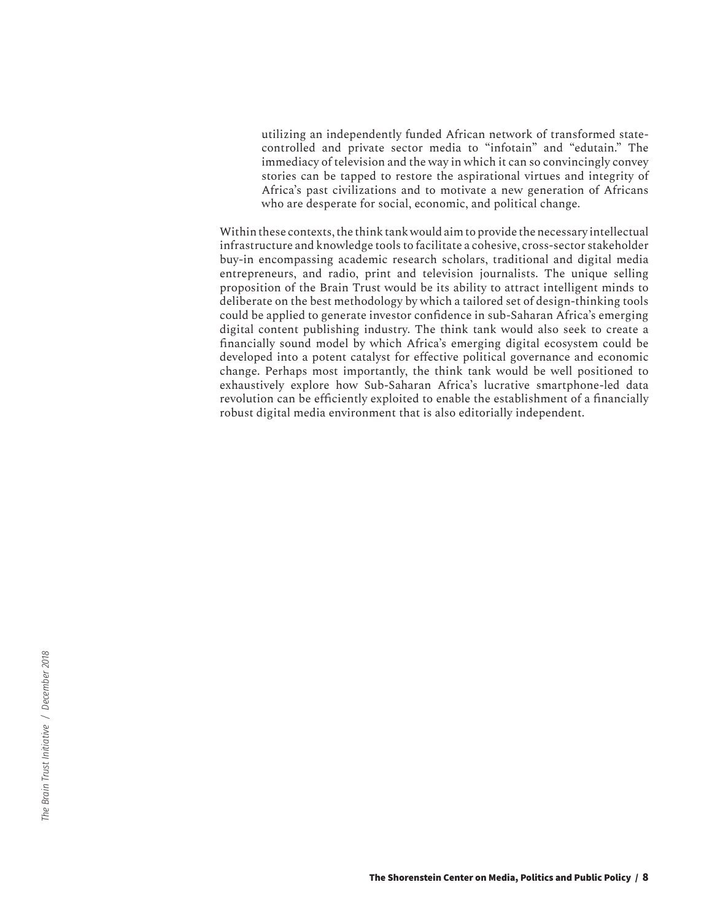> utilizing an independently funded African network of transformed state-controlled and private sector media to "infotain" and "edutain." The immediacy of television and the way in which it can so convincingly convey stories can be tapped to restore the aspirational virtues and integrity of Africa's past civilizations and to motivate a new generation of Africans who are desperate for social, economic, and political change.

Within these contexts, the think tank would aim to provide the necessary intellectual infrastructure and knowledge tools to facilitate a cohesive, cross-sector stakeholder buy-in encompassing academic research scholars, traditional and digital media entrepreneurs, and radio, print and television journalists. The unique selling proposition of the Brain Trust would be its ability to attract intelligent minds to deliberate on the best methodology by which a tailored set of design-thinking tools could be applied to generate investor confidence in sub-Saharan Africa's emerging digital content publishing industry. The think tank would also seek to create a financially sound model by which Africa's emerging digital ecosystem could be developed into a potent catalyst for effective political governance and economic change. Perhaps most importantly, the think tank would be well positioned to exhaustively explore how Sub-Saharan Africa's lucrative smartphone-led data revolution can be efficiently exploited to enable the establishment of a financially robust digital media environment that is also editorially independent.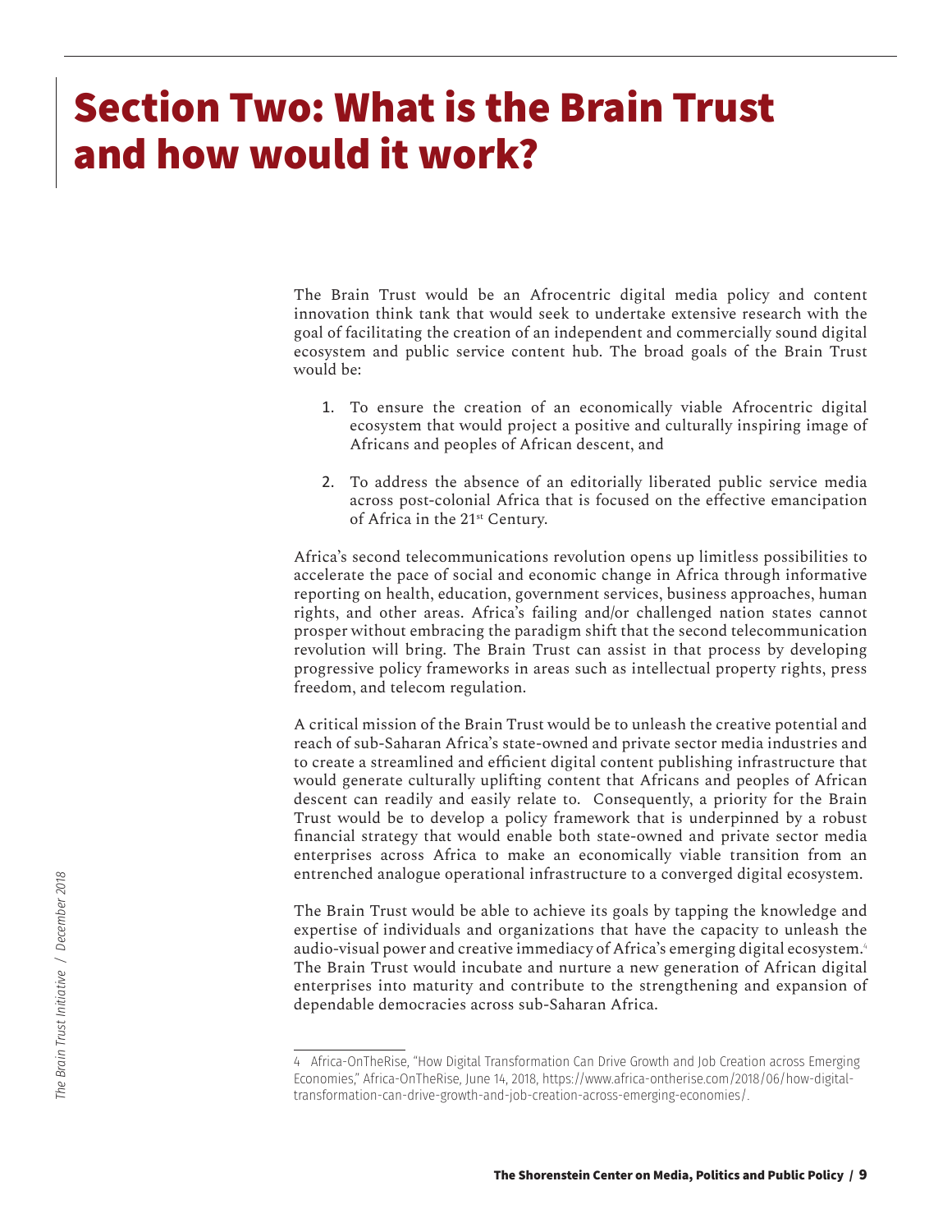# Section Two: What is the Brain Trust and how would it work?

The Brain Trust would be an Afrocentric digital media policy and content innovation think tank that would seek to undertake extensive research with the goal of facilitating the creation of an independent and commercially sound digital ecosystem and public service content hub. The broad goals of the Brain Trust would be:

1. To ensure the creation of an economically viable Afrocentric digital ecosystem that would project a positive and culturally inspiring image of Africans and peoples of African descent, and

2. To address the absence of an editorially liberated public service media across post-colonial Africa that is focused on the effective emancipation of Africa in the 21st Century.

Africa's second telecommunications revolution opens up limitless possibilities to accelerate the pace of social and economic change in Africa through informative reporting on health, education, government services, business approaches, human rights, and other areas. Africa's failing and/or challenged nation states cannot prosper without embracing the paradigm shift that the second telecommunication revolution will bring. The Brain Trust can assist in that process by developing progressive policy frameworks in areas such as intellectual property rights, press freedom, and telecom regulation.

A critical mission of the Brain Trust would be to unleash the creative potential and reach of sub-Saharan Africa's state-owned and private sector media industries and to create a streamlined and efficient digital content publishing infrastructure that would generate culturally uplifting content that Africans and peoples of African descent can readily and easily relate to. Consequently, a priority for the Brain Trust would be to develop a policy framework that is underpinned by a robust financial strategy that would enable both state-owned and private sector media enterprises across Africa to make an economically viable transition from an entrenched analogue operational infrastructure to a converged digital ecosystem.

The Brain Trust would be able to achieve its goals by tapping the knowledge and expertise of individuals and organizations that have the capacity to unleash the audio-visual power and creative immediacy of Africa's emerging digital ecosystem.[4] The Brain Trust would incubate and nurture a new generation of African digital enterprises into maturity and contribute to the strengthening and expansion of dependable democracies across sub-Saharan Africa.

---

4 Africa-OnTheRise, "How Digital Transformation Can Drive Growth and Job Creation across Emerging Economies," Africa-OnTheRise, June 14, 2018, https://www.africa-ontherise.com/2018/06/how-digital-transformation-can-drive-growth-and-job-creation-across-emerging-economies/.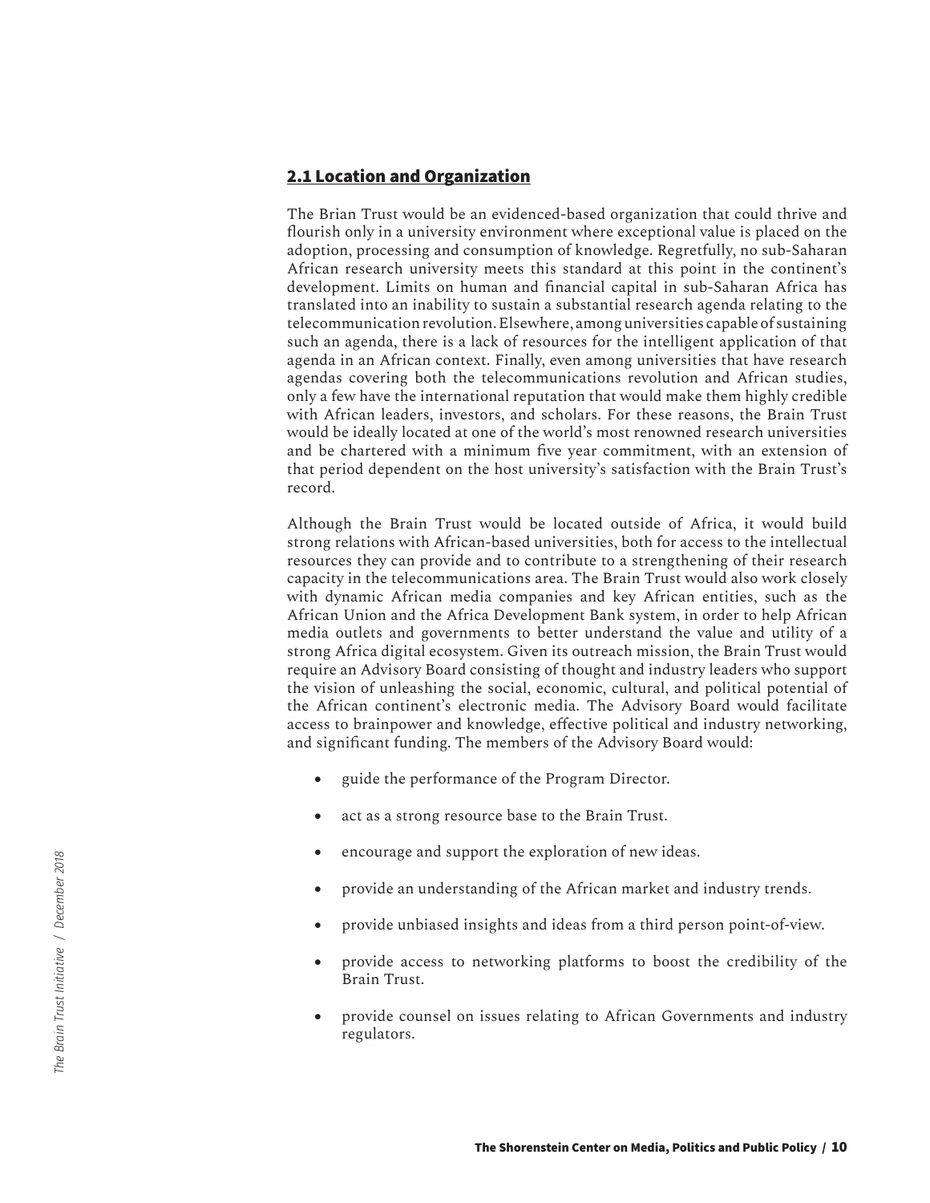## 2.1 Location and Organization

The Brian Trust would be an evidenced-based organization that could thrive and flourish only in a university environment where exceptional value is placed on the adoption, processing and consumption of knowledge. Regretfully, no sub-Saharan African research university meets this standard at this point in the continent's development. Limits on human and financial capital in sub-Saharan Africa has translated into an inability to sustain a substantial research agenda relating to the telecommunication revolution. Elsewhere, among universities capable of sustaining such an agenda, there is a lack of resources for the intelligent application of that agenda in an African context. Finally, even among universities that have research agendas covering both the telecommunications revolution and African studies, only a few have the international reputation that would make them highly credible with African leaders, investors, and scholars. For these reasons, the Brain Trust would be ideally located at one of the world's most renowned research universities and be chartered with a minimum five year commitment, with an extension of that period dependent on the host university's satisfaction with the Brain Trust's record.

Although the Brain Trust would be located outside of Africa, it would build strong relations with African-based universities, both for access to the intellectual resources they can provide and to contribute to a strengthening of their research capacity in the telecommunications area. The Brain Trust would also work closely with dynamic African media companies and key African entities, such as the African Union and the Africa Development Bank system, in order to help African media outlets and governments to better understand the value and utility of a strong Africa digital ecosystem. Given its outreach mission, the Brain Trust would require an Advisory Board consisting of thought and industry leaders who support the vision of unleashing the social, economic, cultural, and political potential of the African continent's electronic media. The Advisory Board would facilitate access to brainpower and knowledge, effective political and industry networking, and significant funding. The members of the Advisory Board would:

- guide the performance of the Program Director.
- act as a strong resource base to the Brain Trust.
- encourage and support the exploration of new ideas.
- provide an understanding of the African market and industry trends.
- provide unbiased insights and ideas from a third person point-of-view.
- provide access to networking platforms to boost the credibility of the Brain Trust.
- provide counsel on issues relating to African Governments and industry regulators.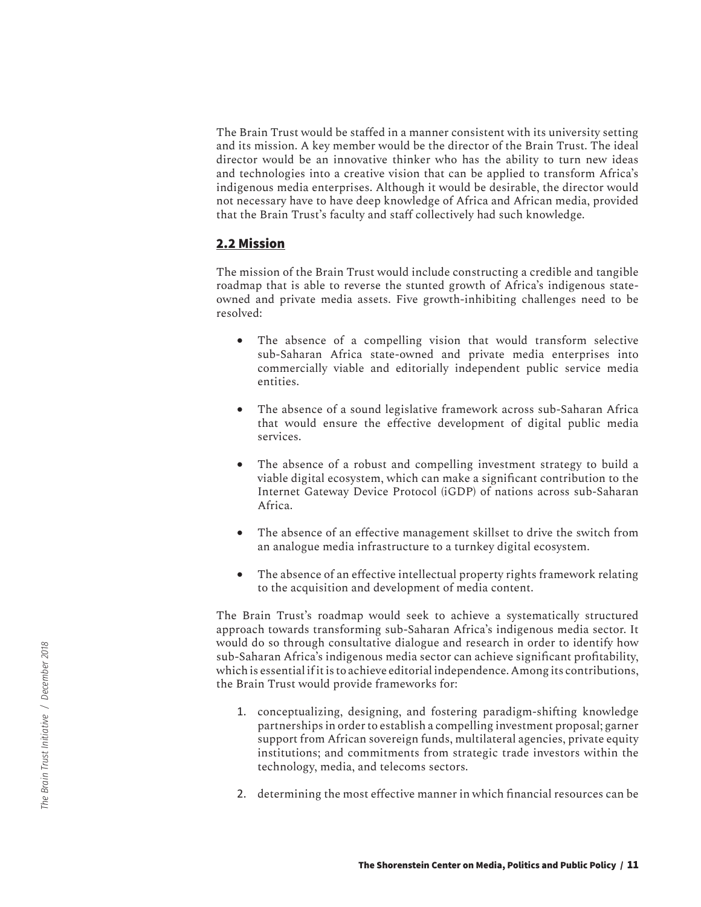The Brain Trust would be staffed in a manner consistent with its university setting and its mission. A key member would be the director of the Brain Trust. The ideal director would be an innovative thinker who has the ability to turn new ideas and technologies into a creative vision that can be applied to transform Africa's indigenous media enterprises. Although it would be desirable, the director would not necessary have to have deep knowledge of Africa and African media, provided that the Brain Trust's faculty and staff collectively had such knowledge.

## 2.2 Mission

The mission of the Brain Trust would include constructing a credible and tangible roadmap that is able to reverse the stunted growth of Africa's indigenous state-owned and private media assets. Five growth-inhibiting challenges need to be resolved:

- The absence of a compelling vision that would transform selective sub-Saharan Africa state-owned and private media enterprises into commercially viable and editorially independent public service media entities.
- The absence of a sound legislative framework across sub-Saharan Africa that would ensure the effective development of digital public media services.
- The absence of a robust and compelling investment strategy to build a viable digital ecosystem, which can make a significant contribution to the Internet Gateway Device Protocol (iGDP) of nations across sub-Saharan Africa.
- The absence of an effective management skillset to drive the switch from an analogue media infrastructure to a turnkey digital ecosystem.
- The absence of an effective intellectual property rights framework relating to the acquisition and development of media content.

The Brain Trust's roadmap would seek to achieve a systematically structured approach towards transforming sub-Saharan Africa's indigenous media sector. It would do so through consultative dialogue and research in order to identify how sub-Saharan Africa's indigenous media sector can achieve significant profitability, which is essential if it is to achieve editorial independence. Among its contributions, the Brain Trust would provide frameworks for:

1. conceptualizing, designing, and fostering paradigm-shifting knowledge partnerships in order to establish a compelling investment proposal; garner support from African sovereign funds, multilateral agencies, private equity institutions; and commitments from strategic trade investors within the technology, media, and telecoms sectors.
2. determining the most effective manner in which financial resources can be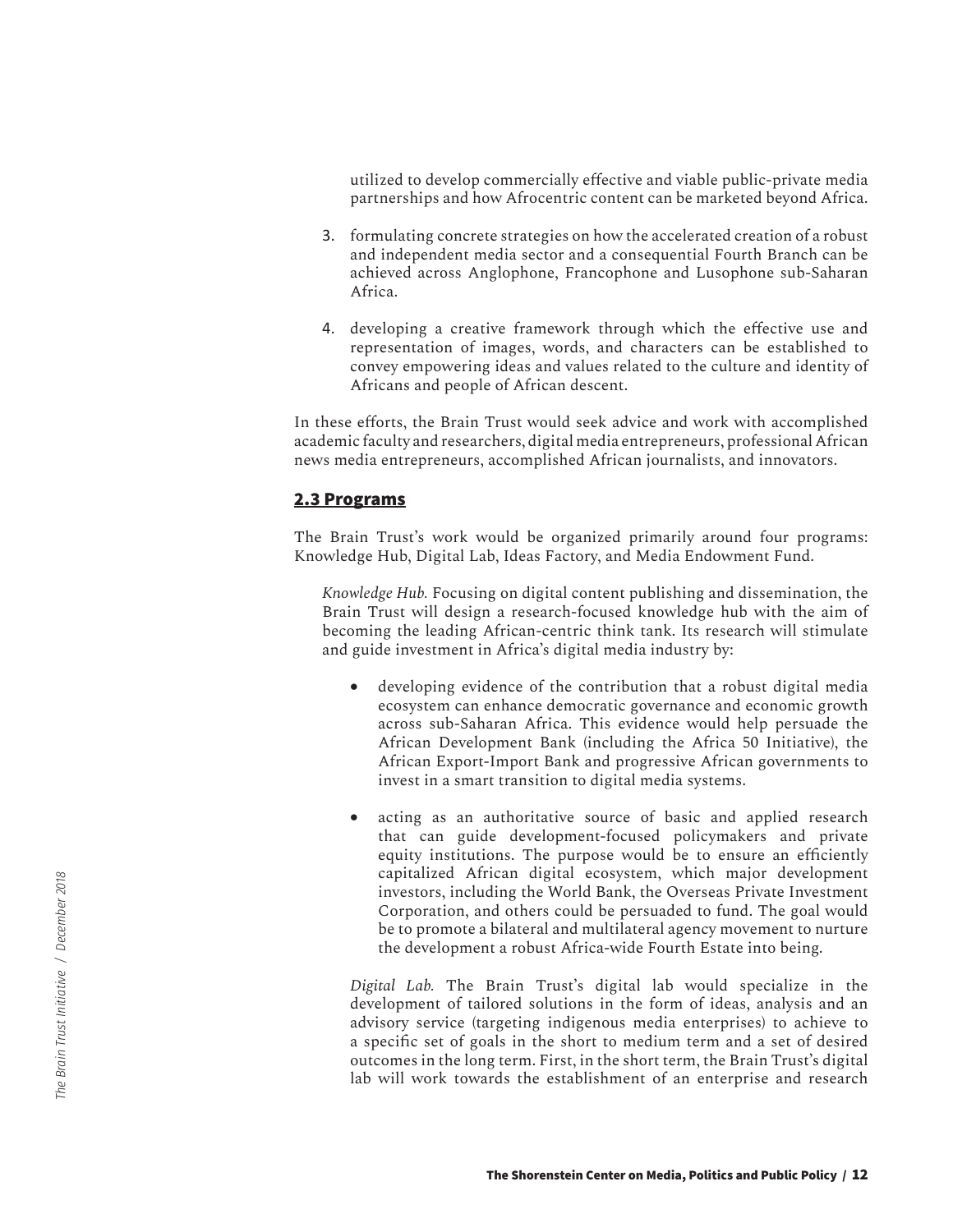utilized to develop commercially effective and viable public-private media partnerships and how Afrocentric content can be marketed beyond Africa.

3. formulating concrete strategies on how the accelerated creation of a robust and independent media sector and a consequential Fourth Branch can be achieved across Anglophone, Francophone and Lusophone sub-Saharan Africa.

4. developing a creative framework through which the effective use and representation of images, words, and characters can be established to convey empowering ideas and values related to the culture and identity of Africans and people of African descent.

In these efforts, the Brain Trust would seek advice and work with accomplished academic faculty and researchers, digital media entrepreneurs, professional African news media entrepreneurs, accomplished African journalists, and innovators.

## 2.3 Programs

The Brain Trust's work would be organized primarily around four programs: Knowledge Hub, Digital Lab, Ideas Factory, and Media Endowment Fund.

*Knowledge Hub.* Focusing on digital content publishing and dissemination, the Brain Trust will design a research-focused knowledge hub with the aim of becoming the leading African-centric think tank. Its research will stimulate and guide investment in Africa's digital media industry by:

- developing evidence of the contribution that a robust digital media ecosystem can enhance democratic governance and economic growth across sub-Saharan Africa. This evidence would help persuade the African Development Bank (including the Africa 50 Initiative), the African Export-Import Bank and progressive African governments to invest in a smart transition to digital media systems.

- acting as an authoritative source of basic and applied research that can guide development-focused policymakers and private equity institutions. The purpose would be to ensure an efficiently capitalized African digital ecosystem, which major development investors, including the World Bank, the Overseas Private Investment Corporation, and others could be persuaded to fund. The goal would be to promote a bilateral and multilateral agency movement to nurture the development a robust Africa-wide Fourth Estate into being.

*Digital Lab.* The Brain Trust's digital lab would specialize in the development of tailored solutions in the form of ideas, analysis and an advisory service (targeting indigenous media enterprises) to achieve to a specific set of goals in the short to medium term and a set of desired outcomes in the long term. First, in the short term, the Brain Trust's digital lab will work towards the establishment of an enterprise and research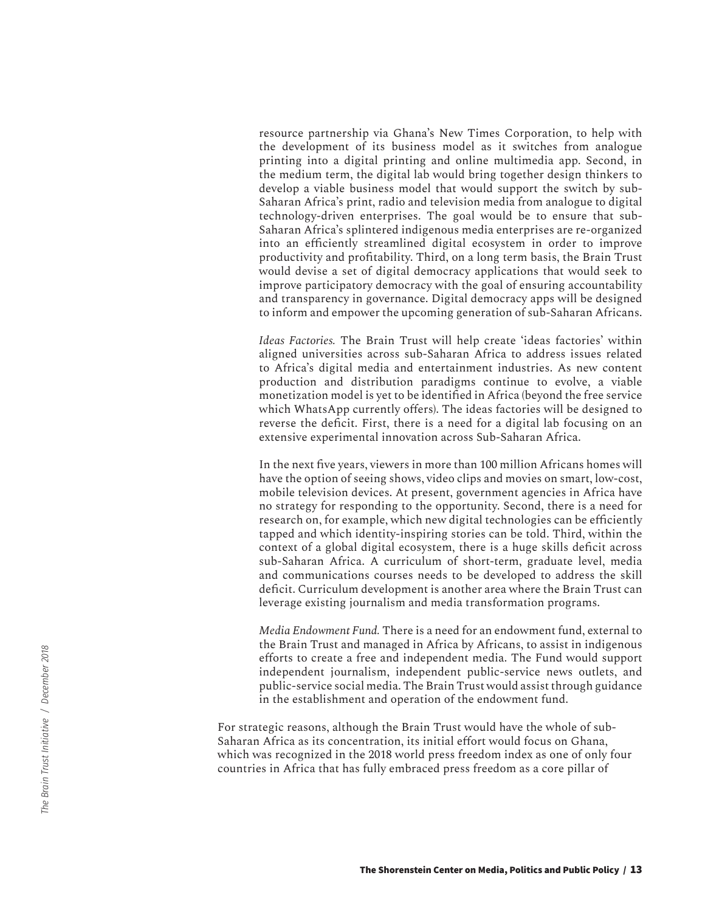resource partnership via Ghana's New Times Corporation, to help with the development of its business model as it switches from analogue printing into a digital printing and online multimedia app. Second, in the medium term, the digital lab would bring together design thinkers to develop a viable business model that would support the switch by sub-Saharan Africa's print, radio and television media from analogue to digital technology-driven enterprises. The goal would be to ensure that sub-Saharan Africa's splintered indigenous media enterprises are re-organized into an efficiently streamlined digital ecosystem in order to improve productivity and profitability. Third, on a long term basis, the Brain Trust would devise a set of digital democracy applications that would seek to improve participatory democracy with the goal of ensuring accountability and transparency in governance. Digital democracy apps will be designed to inform and empower the upcoming generation of sub-Saharan Africans.

*Ideas Factories.* The Brain Trust will help create 'ideas factories' within aligned universities across sub-Saharan Africa to address issues related to Africa's digital media and entertainment industries. As new content production and distribution paradigms continue to evolve, a viable monetization model is yet to be identified in Africa (beyond the free service which WhatsApp currently offers). The ideas factories will be designed to reverse the deficit. First, there is a need for a digital lab focusing on an extensive experimental innovation across Sub-Saharan Africa.

In the next five years, viewers in more than 100 million Africans homes will have the option of seeing shows, video clips and movies on smart, low-cost, mobile television devices. At present, government agencies in Africa have no strategy for responding to the opportunity. Second, there is a need for research on, for example, which new digital technologies can be efficiently tapped and which identity-inspiring stories can be told. Third, within the context of a global digital ecosystem, there is a huge skills deficit across sub-Saharan Africa. A curriculum of short-term, graduate level, media and communications courses needs to be developed to address the skill deficit. Curriculum development is another area where the Brain Trust can leverage existing journalism and media transformation programs.

*Media Endowment Fund.* There is a need for an endowment fund, external to the Brain Trust and managed in Africa by Africans, to assist in indigenous efforts to create a free and independent media. The Fund would support independent journalism, independent public-service news outlets, and public-service social media. The Brain Trust would assist through guidance in the establishment and operation of the endowment fund.

For strategic reasons, although the Brain Trust would have the whole of sub-Saharan Africa as its concentration, its initial effort would focus on Ghana, which was recognized in the 2018 world press freedom index as one of only four countries in Africa that has fully embraced press freedom as a core pillar of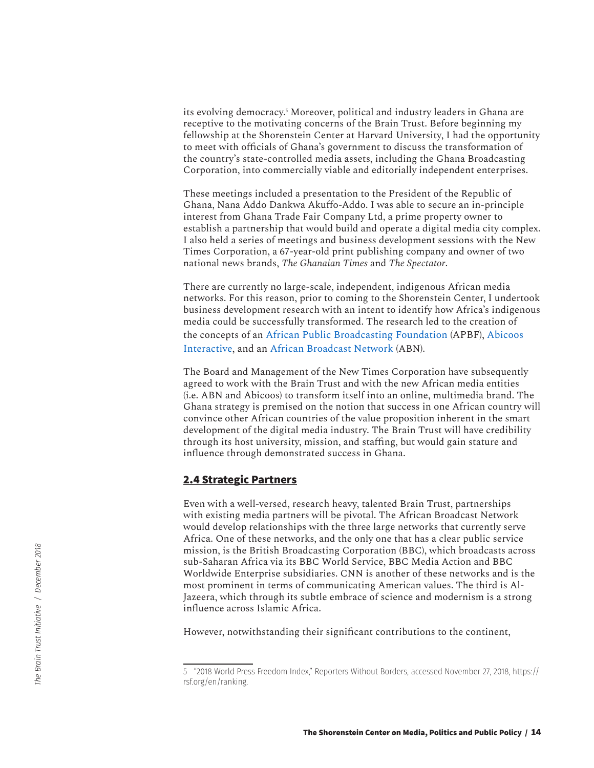its evolving democracy.[5] Moreover, political and industry leaders in Ghana are receptive to the motivating concerns of the Brain Trust. Before beginning my fellowship at the Shorenstein Center at Harvard University, I had the opportunity to meet with officials of Ghana's government to discuss the transformation of the country's state-controlled media assets, including the Ghana Broadcasting Corporation, into commercially viable and editorially independent enterprises.

These meetings included a presentation to the President of the Republic of Ghana, Nana Addo Dankwa Akuffo-Addo. I was able to secure an in-principle interest from Ghana Trade Fair Company Ltd, a prime property owner to establish a partnership that would build and operate a digital media city complex. I also held a series of meetings and business development sessions with the New Times Corporation, a 67-year-old print publishing company and owner of two national news brands, *The Ghanaian Times* and *The Spectator*.

There are currently no large-scale, independent, indigenous African media networks. For this reason, prior to coming to the Shorenstein Center, I undertook business development research with an intent to identify how Africa's indigenous media could be successfully transformed. The research led to the creation of the concepts of an African Public Broadcasting Foundation (APBF), Abicoos Interactive, and an African Broadcast Network (ABN).

The Board and Management of the New Times Corporation have subsequently agreed to work with the Brain Trust and with the new African media entities (i.e. ABN and Abicoos) to transform itself into an online, multimedia brand. The Ghana strategy is premised on the notion that success in one African country will convince other African countries of the value proposition inherent in the smart development of the digital media industry. The Brain Trust will have credibility through its host university, mission, and staffing, but would gain stature and influence through demonstrated success in Ghana.

## 2.4 Strategic Partners

Even with a well-versed, research heavy, talented Brain Trust, partnerships with existing media partners will be pivotal. The African Broadcast Network would develop relationships with the three large networks that currently serve Africa. One of these networks, and the only one that has a clear public service mission, is the British Broadcasting Corporation (BBC), which broadcasts across sub-Saharan Africa via its BBC World Service, BBC Media Action and BBC Worldwide Enterprise subsidiaries. CNN is another of these networks and is the most prominent in terms of communicating American values. The third is Al-Jazeera, which through its subtle embrace of science and modernism is a strong influence across Islamic Africa.

However, notwithstanding their significant contributions to the continent,

---

5 "2018 World Press Freedom Index," Reporters Without Borders, accessed November 27, 2018, https://rsf.org/en/ranking.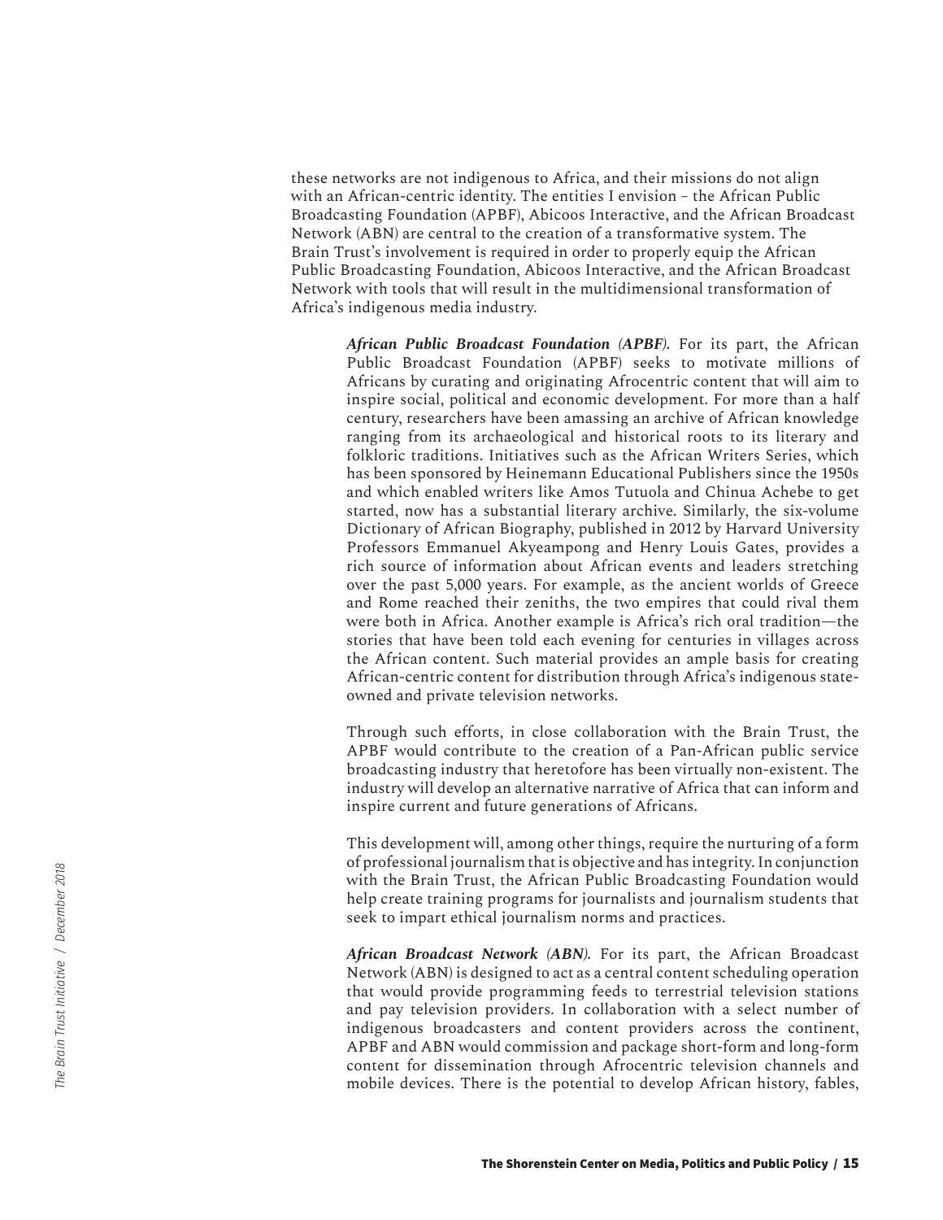these networks are not indigenous to Africa, and their missions do not align with an African-centric identity. The entities I envision – the African Public Broadcasting Foundation (APBF), Abicoos Interactive, and the African Broadcast Network (ABN) are central to the creation of a transformative system. The Brain Trust's involvement is required in order to properly equip the African Public Broadcasting Foundation, Abicoos Interactive, and the African Broadcast Network with tools that will result in the multidimensional transformation of Africa's indigenous media industry.

***African Public Broadcast Foundation (APBF).*** For its part, the African Public Broadcast Foundation (APBF) seeks to motivate millions of Africans by curating and originating Afrocentric content that will aim to inspire social, political and economic development. For more than a half century, researchers have been amassing an archive of African knowledge ranging from its archaeological and historical roots to its literary and folkloric traditions. Initiatives such as the African Writers Series, which has been sponsored by Heinemann Educational Publishers since the 1950s and which enabled writers like Amos Tutuola and Chinua Achebe to get started, now has a substantial literary archive. Similarly, the six-volume Dictionary of African Biography, published in 2012 by Harvard University Professors Emmanuel Akyeampong and Henry Louis Gates, provides a rich source of information about African events and leaders stretching over the past 5,000 years. For example, as the ancient worlds of Greece and Rome reached their zeniths, the two empires that could rival them were both in Africa. Another example is Africa's rich oral tradition—the stories that have been told each evening for centuries in villages across the African content. Such material provides an ample basis for creating African-centric content for distribution through Africa's indigenous state-owned and private television networks.

Through such efforts, in close collaboration with the Brain Trust, the APBF would contribute to the creation of a Pan-African public service broadcasting industry that heretofore has been virtually non-existent. The industry will develop an alternative narrative of Africa that can inform and inspire current and future generations of Africans.

This development will, among other things, require the nurturing of a form of professional journalism that is objective and has integrity. In conjunction with the Brain Trust, the African Public Broadcasting Foundation would help create training programs for journalists and journalism students that seek to impart ethical journalism norms and practices.

***African Broadcast Network (ABN).*** For its part, the African Broadcast Network (ABN) is designed to act as a central content scheduling operation that would provide programming feeds to terrestrial television stations and pay television providers. In collaboration with a select number of indigenous broadcasters and content providers across the continent, APBF and ABN would commission and package short-form and long-form content for dissemination through Afrocentric television channels and mobile devices. There is the potential to develop African history, fables,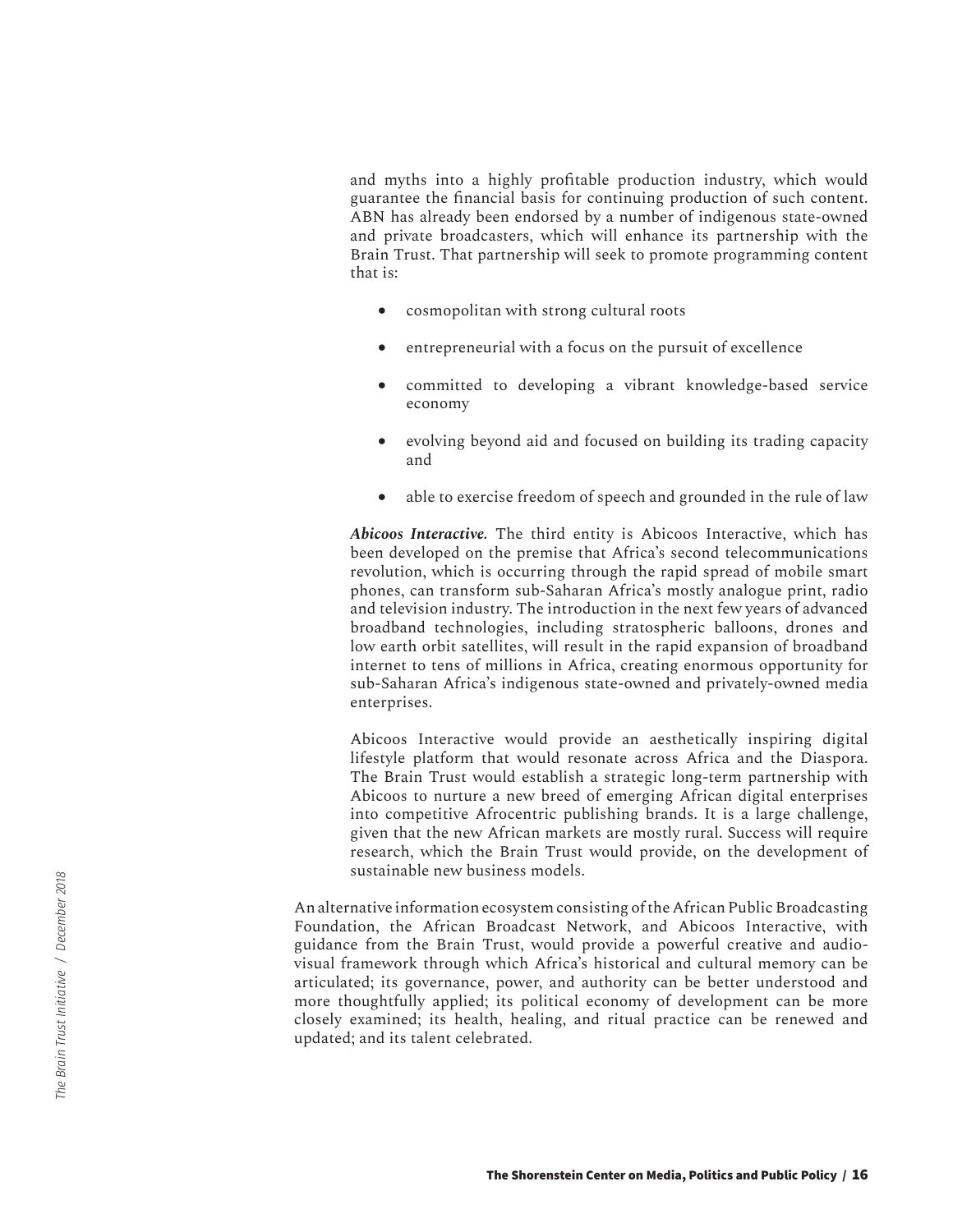and myths into a highly profitable production industry, which would guarantee the financial basis for continuing production of such content. ABN has already been endorsed by a number of indigenous state-owned and private broadcasters, which will enhance its partnership with the Brain Trust. That partnership will seek to promote programming content that is:

- cosmopolitan with strong cultural roots
- entrepreneurial with a focus on the pursuit of excellence
- committed to developing a vibrant knowledge-based service economy
- evolving beyond aid and focused on building its trading capacity and
- able to exercise freedom of speech and grounded in the rule of law

***Abicoos Interactive.*** The third entity is Abicoos Interactive, which has been developed on the premise that Africa's second telecommunications revolution, which is occurring through the rapid spread of mobile smart phones, can transform sub-Saharan Africa's mostly analogue print, radio and television industry. The introduction in the next few years of advanced broadband technologies, including stratospheric balloons, drones and low earth orbit satellites, will result in the rapid expansion of broadband internet to tens of millions in Africa, creating enormous opportunity for sub-Saharan Africa's indigenous state-owned and privately-owned media enterprises.

Abicoos Interactive would provide an aesthetically inspiring digital lifestyle platform that would resonate across Africa and the Diaspora. The Brain Trust would establish a strategic long-term partnership with Abicoos to nurture a new breed of emerging African digital enterprises into competitive Afrocentric publishing brands. It is a large challenge, given that the new African markets are mostly rural. Success will require research, which the Brain Trust would provide, on the development of sustainable new business models.

An alternative information ecosystem consisting of the African Public Broadcasting Foundation, the African Broadcast Network, and Abicoos Interactive, with guidance from the Brain Trust, would provide a powerful creative and audio-visual framework through which Africa's historical and cultural memory can be articulated; its governance, power, and authority can be better understood and more thoughtfully applied; its political economy of development can be more closely examined; its health, healing, and ritual practice can be renewed and updated; and its talent celebrated.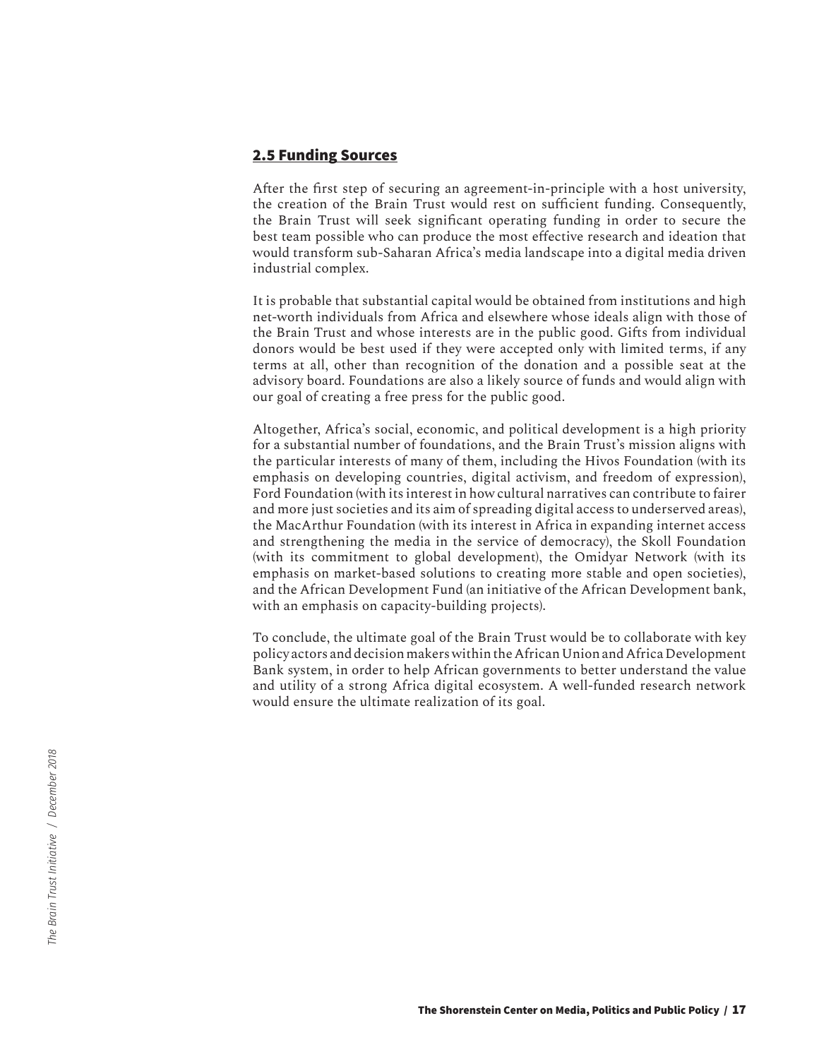## 2.5 Funding Sources

After the first step of securing an agreement-in-principle with a host university, the creation of the Brain Trust would rest on sufficient funding. Consequently, the Brain Trust will seek significant operating funding in order to secure the best team possible who can produce the most effective research and ideation that would transform sub-Saharan Africa's media landscape into a digital media driven industrial complex.

It is probable that substantial capital would be obtained from institutions and high net-worth individuals from Africa and elsewhere whose ideals align with those of the Brain Trust and whose interests are in the public good. Gifts from individual donors would be best used if they were accepted only with limited terms, if any terms at all, other than recognition of the donation and a possible seat at the advisory board. Foundations are also a likely source of funds and would align with our goal of creating a free press for the public good.

Altogether, Africa's social, economic, and political development is a high priority for a substantial number of foundations, and the Brain Trust's mission aligns with the particular interests of many of them, including the Hivos Foundation (with its emphasis on developing countries, digital activism, and freedom of expression), Ford Foundation (with its interest in how cultural narratives can contribute to fairer and more just societies and its aim of spreading digital access to underserved areas), the MacArthur Foundation (with its interest in Africa in expanding internet access and strengthening the media in the service of democracy), the Skoll Foundation (with its commitment to global development), the Omidyar Network (with its emphasis on market-based solutions to creating more stable and open societies), and the African Development Fund (an initiative of the African Development bank, with an emphasis on capacity-building projects).

To conclude, the ultimate goal of the Brain Trust would be to collaborate with key policy actors and decision makers within the African Union and Africa Development Bank system, in order to help African governments to better understand the value and utility of a strong Africa digital ecosystem. A well-funded research network would ensure the ultimate realization of its goal.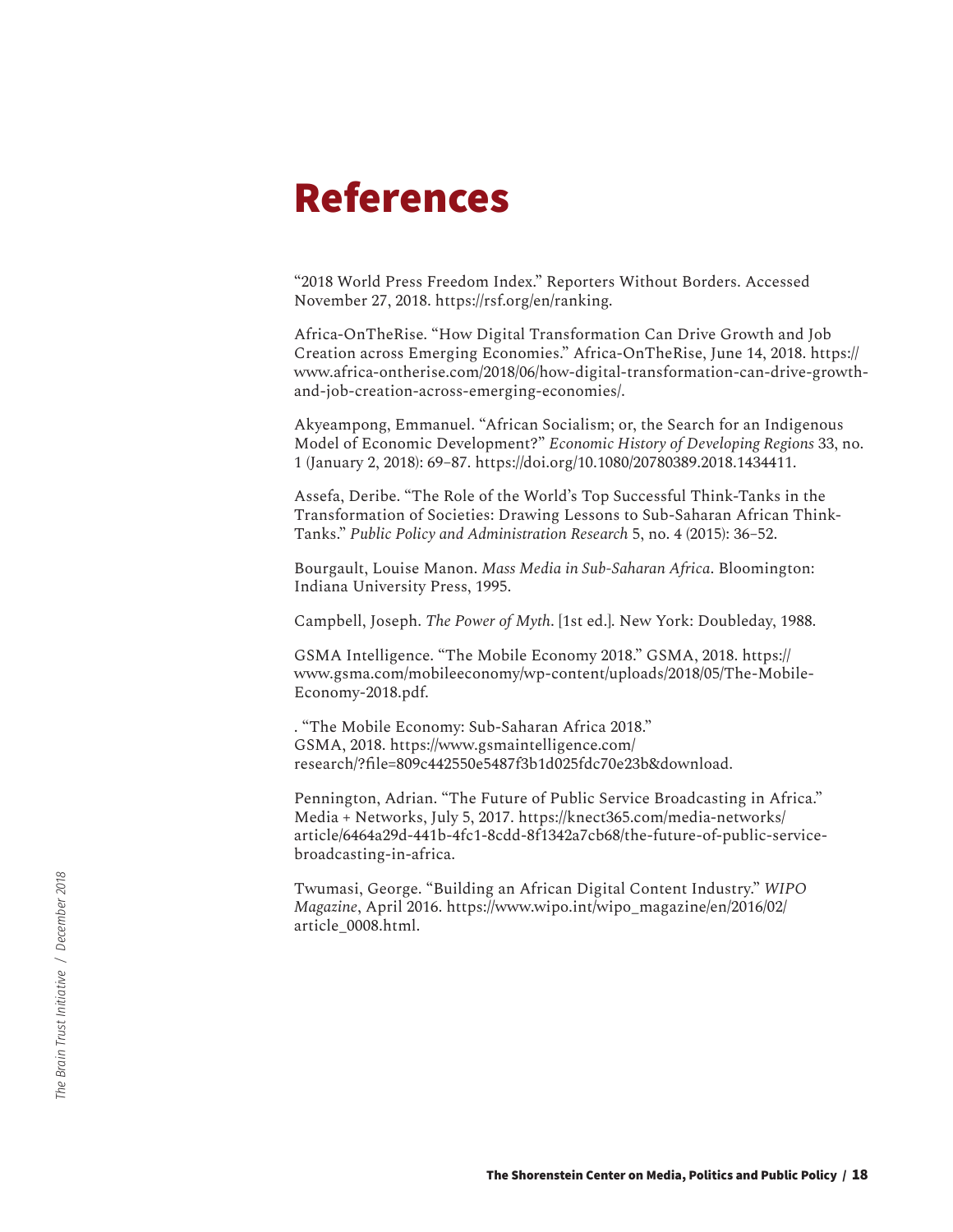# References

“2018 World Press Freedom Index.” Reporters Without Borders. Accessed November 27, 2018. https://rsf.org/en/ranking.

Africa-OnTheRise. “How Digital Transformation Can Drive Growth and Job Creation across Emerging Economies.” Africa-OnTheRise, June 14, 2018. https://www.africa-ontherise.com/2018/06/how-digital-transformation-can-drive-growth-and-job-creation-across-emerging-economies/.

Akyeampong, Emmanuel. “African Socialism; or, the Search for an Indigenous Model of Economic Development?” *Economic History of Developing Regions* 33, no. 1 (January 2, 2018): 69–87. https://doi.org/10.1080/20780389.2018.1434411.

Assefa, Deribe. “The Role of the World’s Top Successful Think-Tanks in the Transformation of Societies: Drawing Lessons to Sub-Saharan African Think-Tanks.” *Public Policy and Administration Research* 5, no. 4 (2015): 36–52.

Bourgault, Louise Manon. *Mass Media in Sub-Saharan Africa*. Bloomington: Indiana University Press, 1995.

Campbell, Joseph. *The Power of Myth*. [1st ed.]. New York: Doubleday, 1988.

GSMA Intelligence. “The Mobile Economy 2018.” GSMA, 2018. https://www.gsma.com/mobileeconomy/wp-content/uploads/2018/05/The-Mobile-Economy-2018.pdf.

. “The Mobile Economy: Sub-Saharan Africa 2018.” GSMA, 2018. https://www.gsmaintelligence.com/research/?file=809c442550e5487f3b1d025fdc70e23b&download.

Pennington, Adrian. “The Future of Public Service Broadcasting in Africa.” Media + Networks, July 5, 2017. https://knect365.com/media-networks/article/6464a29d-441b-4fc1-8cdd-8f1342a7cb68/the-future-of-public-service-broadcasting-in-africa.

Twumasi, George. “Building an African Digital Content Industry.” *WIPO Magazine*, April 2016. https://www.wipo.int/wipo_magazine/en/2016/02/article_0008.html.